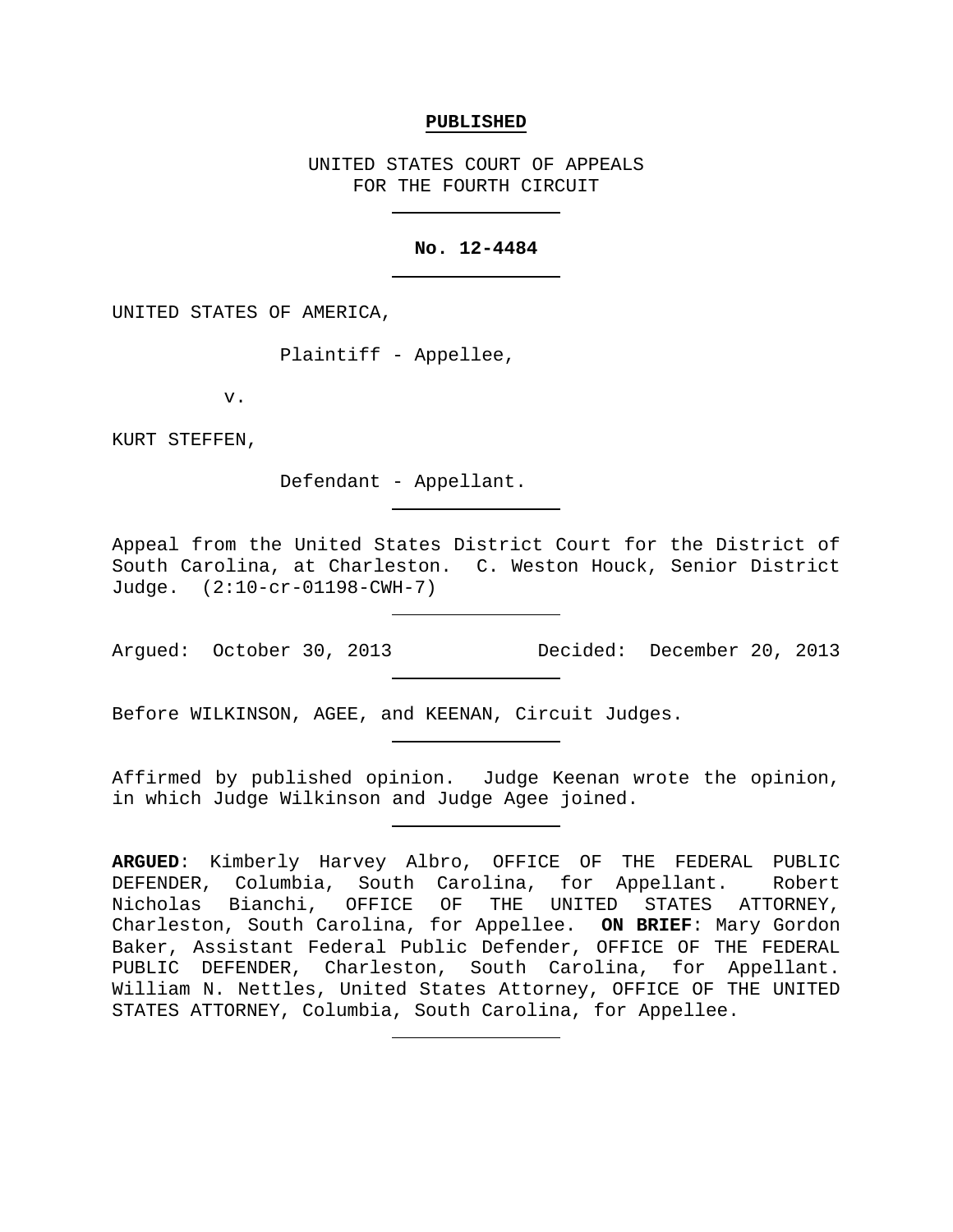**PUBLISHED**

UNITED STATES COURT OF APPEALS
FOR THE FOURTH CIRCUIT

---

**No. 12-4484**

---

UNITED STATES OF AMERICA,

Plaintiff - Appellee,

v.

KURT STEFFEN,

Defendant - Appellant.

---

Appeal from the United States District Court for the District of South Carolina, at Charleston. C. Weston Houck, Senior District Judge. (2:10-cr-01198-CWH-7)

---

Argued: October 30, 2013 Decided: December 20, 2013

---

Before WILKINSON, AGEE, and KEENAN, Circuit Judges.

---

Affirmed by published opinion. Judge Keenan wrote the opinion, in which Judge Wilkinson and Judge Agee joined.

---

**ARGUED**: Kimberly Harvey Albro, OFFICE OF THE FEDERAL PUBLIC DEFENDER, Columbia, South Carolina, for Appellant. Robert Nicholas Bianchi, OFFICE OF THE UNITED STATES ATTORNEY, Charleston, South Carolina, for Appellee. **ON BRIEF**: Mary Gordon Baker, Assistant Federal Public Defender, OFFICE OF THE FEDERAL PUBLIC DEFENDER, Charleston, South Carolina, for Appellant. William N. Nettles, United States Attorney, OFFICE OF THE UNITED STATES ATTORNEY, Columbia, South Carolina, for Appellee.

---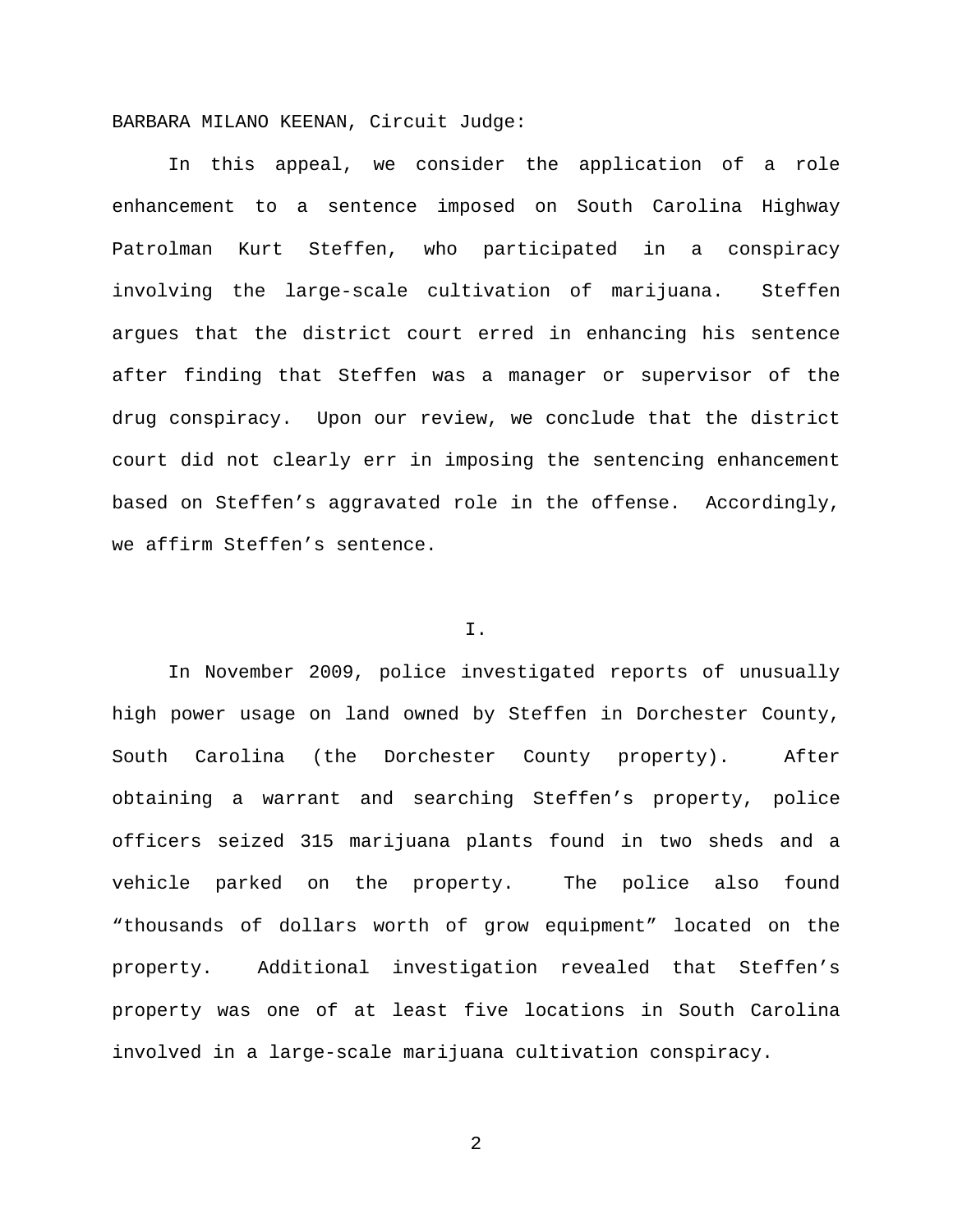BARBARA MILANO KEENAN, Circuit Judge:

In this appeal, we consider the application of a role enhancement to a sentence imposed on South Carolina Highway Patrolman Kurt Steffen, who participated in a conspiracy involving the large-scale cultivation of marijuana. Steffen argues that the district court erred in enhancing his sentence after finding that Steffen was a manager or supervisor of the drug conspiracy. Upon our review, we conclude that the district court did not clearly err in imposing the sentencing enhancement based on Steffen's aggravated role in the offense. Accordingly, we affirm Steffen's sentence.

## I.

In November 2009, police investigated reports of unusually high power usage on land owned by Steffen in Dorchester County, South Carolina (the Dorchester County property). After obtaining a warrant and searching Steffen's property, police officers seized 315 marijuana plants found in two sheds and a vehicle parked on the property. The police also found "thousands of dollars worth of grow equipment" located on the property. Additional investigation revealed that Steffen's property was one of at least five locations in South Carolina involved in a large-scale marijuana cultivation conspiracy.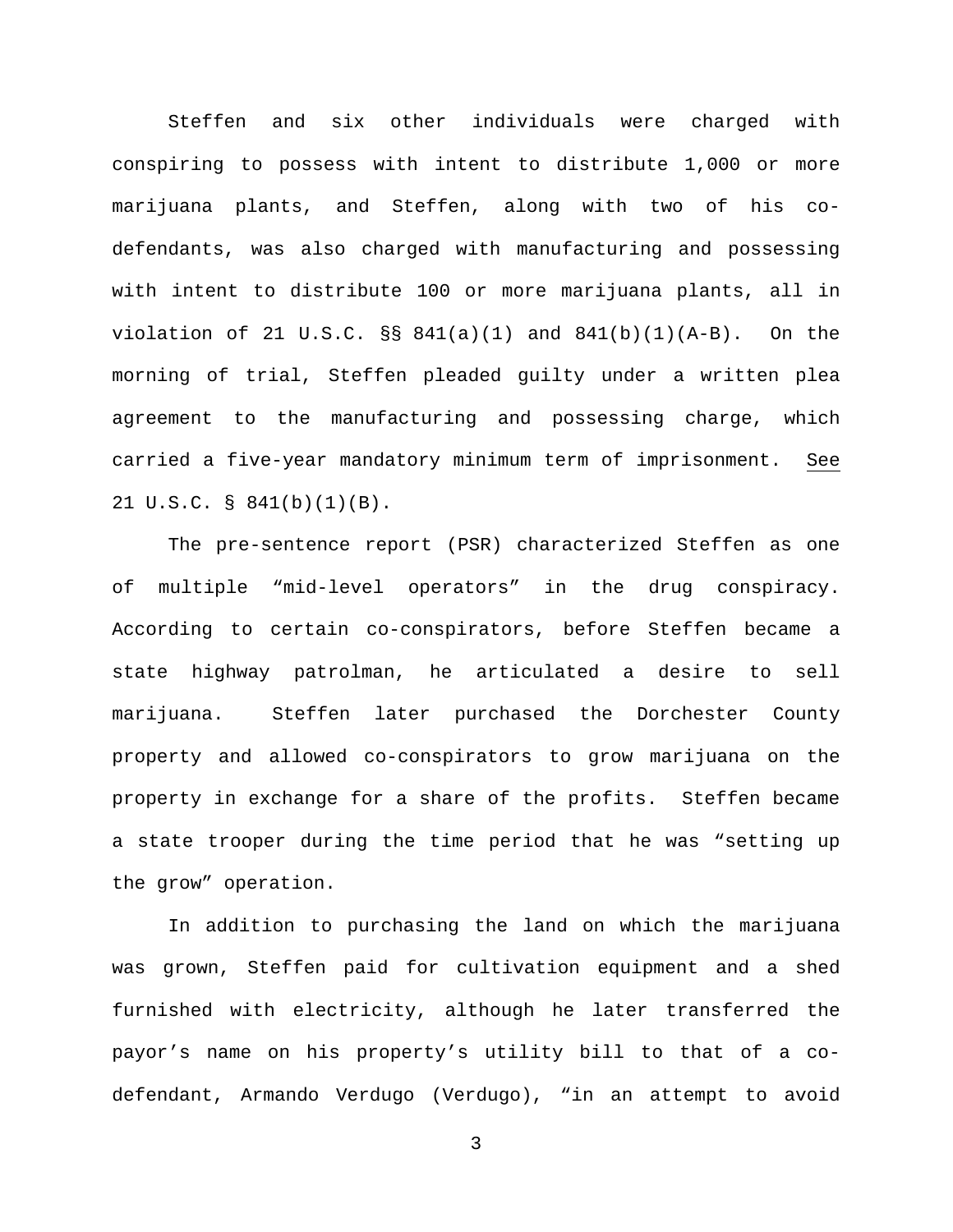Steffen and six other individuals were charged with conspiring to possess with intent to distribute 1,000 or more marijuana plants, and Steffen, along with two of his co-defendants, was also charged with manufacturing and possessing with intent to distribute 100 or more marijuana plants, all in violation of 21 U.S.C. §§ 841(a)(1) and 841(b)(1)(A-B). On the morning of trial, Steffen pleaded guilty under a written plea agreement to the manufacturing and possessing charge, which carried a five-year mandatory minimum term of imprisonment. See 21 U.S.C. § 841(b)(1)(B).

The pre-sentence report (PSR) characterized Steffen as one of multiple "mid-level operators" in the drug conspiracy. According to certain co-conspirators, before Steffen became a state highway patrolman, he articulated a desire to sell marijuana. Steffen later purchased the Dorchester County property and allowed co-conspirators to grow marijuana on the property in exchange for a share of the profits. Steffen became a state trooper during the time period that he was "setting up the grow" operation.

In addition to purchasing the land on which the marijuana was grown, Steffen paid for cultivation equipment and a shed furnished with electricity, although he later transferred the payor's name on his property's utility bill to that of a co-defendant, Armando Verdugo (Verdugo), "in an attempt to avoid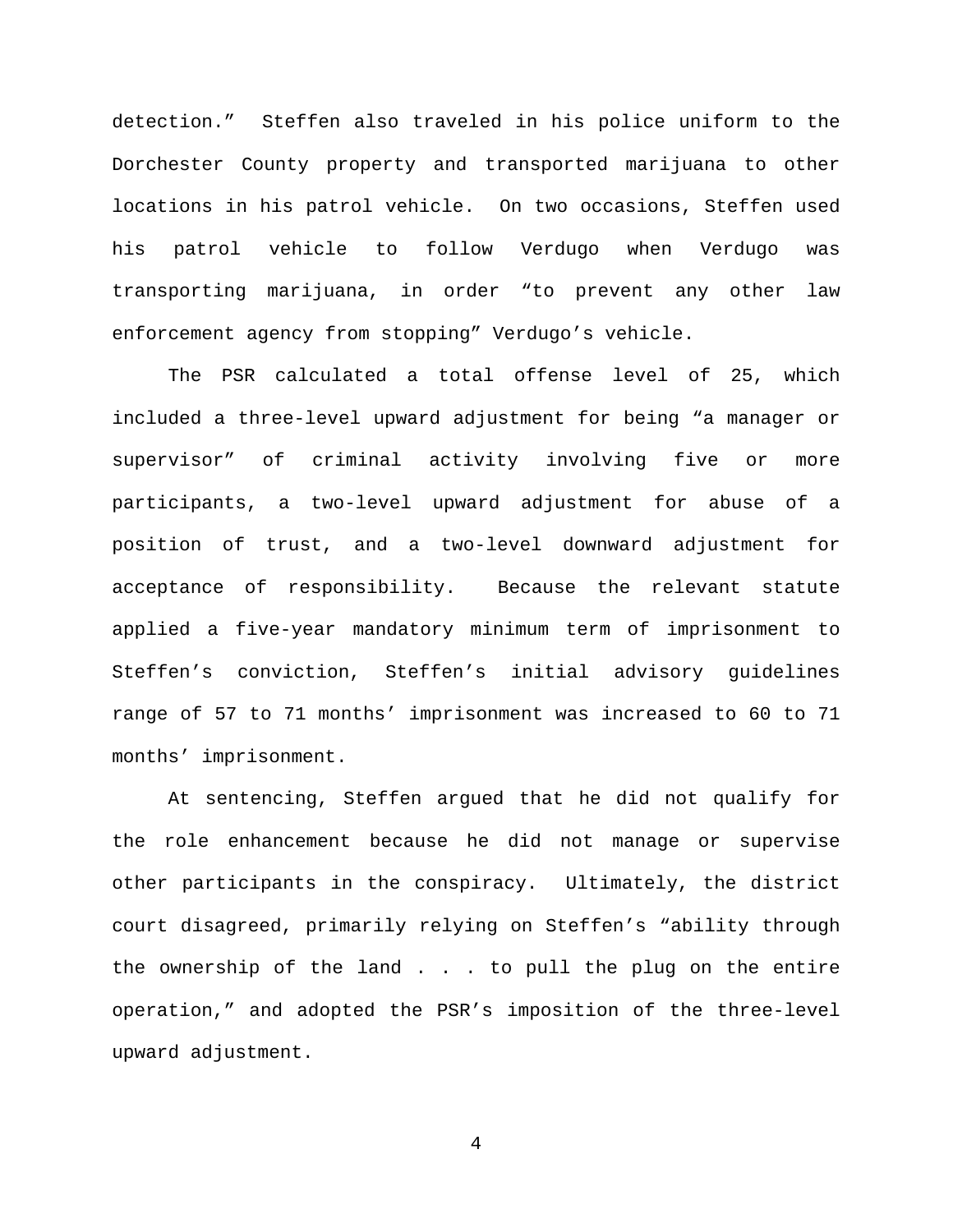detection." Steffen also traveled in his police uniform to the Dorchester County property and transported marijuana to other locations in his patrol vehicle. On two occasions, Steffen used his patrol vehicle to follow Verdugo when Verdugo was transporting marijuana, in order "to prevent any other law enforcement agency from stopping" Verdugo's vehicle.

The PSR calculated a total offense level of 25, which included a three-level upward adjustment for being "a manager or supervisor" of criminal activity involving five or more participants, a two-level upward adjustment for abuse of a position of trust, and a two-level downward adjustment for acceptance of responsibility. Because the relevant statute applied a five-year mandatory minimum term of imprisonment to Steffen's conviction, Steffen's initial advisory guidelines range of 57 to 71 months' imprisonment was increased to 60 to 71 months' imprisonment.

At sentencing, Steffen argued that he did not qualify for the role enhancement because he did not manage or supervise other participants in the conspiracy. Ultimately, the district court disagreed, primarily relying on Steffen's "ability through the ownership of the land . . . to pull the plug on the entire operation," and adopted the PSR's imposition of the three-level upward adjustment.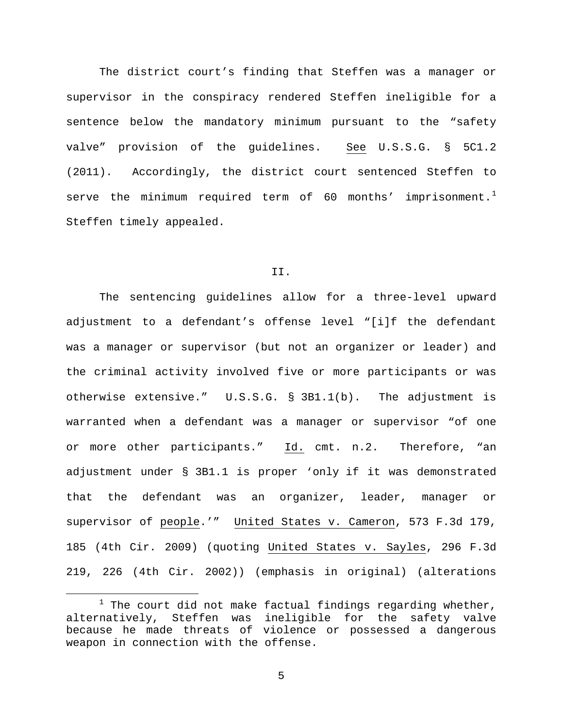The district court's finding that Steffen was a manager or supervisor in the conspiracy rendered Steffen ineligible for a sentence below the mandatory minimum pursuant to the "safety valve" provision of the guidelines. See U.S.S.G. § 5C1.2 (2011). Accordingly, the district court sentenced Steffen to serve the minimum required term of 60 months' imprisonment.[1] Steffen timely appealed.

II.

The sentencing guidelines allow for a three-level upward adjustment to a defendant's offense level "[i]f the defendant was a manager or supervisor (but not an organizer or leader) and the criminal activity involved five or more participants or was otherwise extensive." U.S.S.G. § 3B1.1(b). The adjustment is warranted when a defendant was a manager or supervisor "of one or more other participants." Id. cmt. n.2. Therefore, "an adjustment under § 3B1.1 is proper 'only if it was demonstrated that the defendant was an organizer, leader, manager or supervisor of people.'" United States v. Cameron, 573 F.3d 179, 185 (4th Cir. 2009) (quoting United States v. Sayles, 296 F.3d 219, 226 (4th Cir. 2002)) (emphasis in original) (alterations

[1] The court did not make factual findings regarding whether, alternatively, Steffen was ineligible for the safety valve because he made threats of violence or possessed a dangerous weapon in connection with the offense.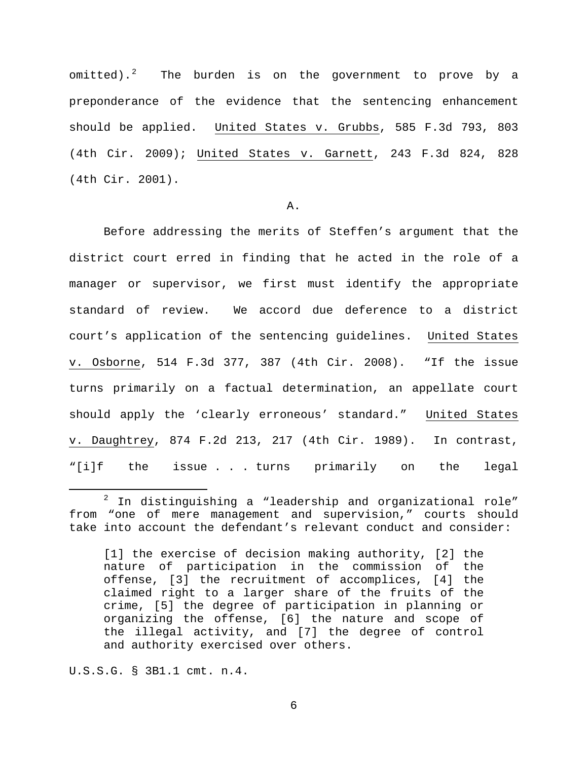omitted).[2] The burden is on the government to prove by a preponderance of the evidence that the sentencing enhancement should be applied. United States v. Grubbs, 585 F.3d 793, 803 (4th Cir. 2009); United States v. Garnett, 243 F.3d 824, 828 (4th Cir. 2001).

A.

Before addressing the merits of Steffen's argument that the district court erred in finding that he acted in the role of a manager or supervisor, we first must identify the appropriate standard of review. We accord due deference to a district court's application of the sentencing guidelines. United States v. Osborne, 514 F.3d 377, 387 (4th Cir. 2008). "If the issue turns primarily on a factual determination, an appellate court should apply the 'clearly erroneous' standard." United States v. Daughtrey, 874 F.2d 213, 217 (4th Cir. 1989). In contrast, "[i]f the issue . . . turns primarily on the legal

---

[2] In distinguishing a "leadership and organizational role" from "one of mere management and supervision," courts should take into account the defendant's relevant conduct and consider:

> [1] the exercise of decision making authority, [2] the nature of participation in the commission of the offense, [3] the recruitment of accomplices, [4] the claimed right to a larger share of the fruits of the crime, [5] the degree of participation in planning or organizing the offense, [6] the nature and scope of the illegal activity, and [7] the degree of control and authority exercised over others.

U.S.S.G. § 3B1.1 cmt. n.4.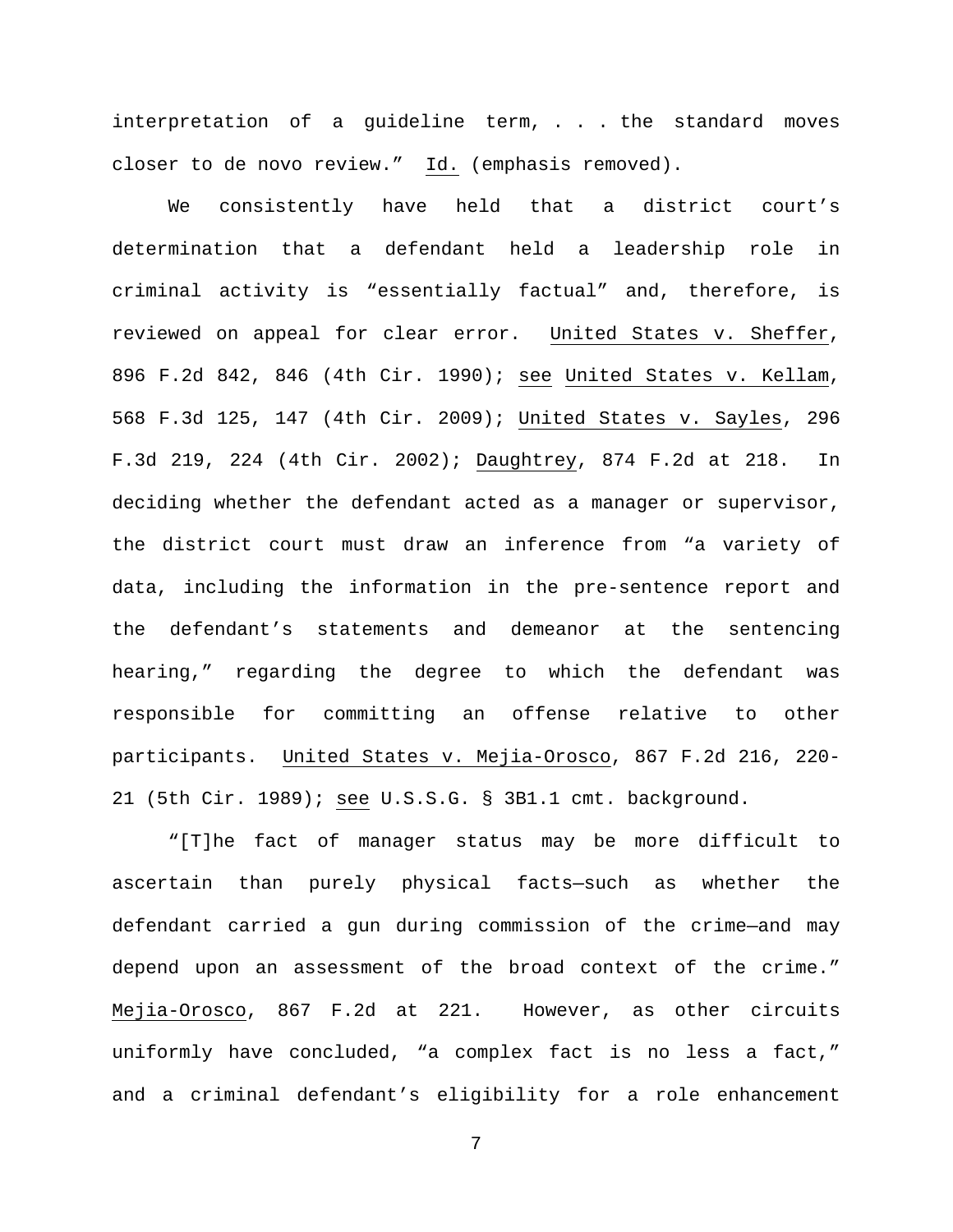interpretation of a guideline term, . . . the standard moves closer to de novo review." Id. (emphasis removed).

We consistently have held that a district court's determination that a defendant held a leadership role in criminal activity is "essentially factual" and, therefore, is reviewed on appeal for clear error. United States v. Sheffer, 896 F.2d 842, 846 (4th Cir. 1990); see United States v. Kellam, 568 F.3d 125, 147 (4th Cir. 2009); United States v. Sayles, 296 F.3d 219, 224 (4th Cir. 2002); Daughtrey, 874 F.2d at 218. In deciding whether the defendant acted as a manager or supervisor, the district court must draw an inference from "a variety of data, including the information in the pre-sentence report and the defendant's statements and demeanor at the sentencing hearing," regarding the degree to which the defendant was responsible for committing an offense relative to other participants. United States v. Mejia-Orosco, 867 F.2d 216, 220-21 (5th Cir. 1989); see U.S.S.G. § 3B1.1 cmt. background.

"[T]he fact of manager status may be more difficult to ascertain than purely physical facts—such as whether the defendant carried a gun during commission of the crime—and may depend upon an assessment of the broad context of the crime." Mejia-Orosco, 867 F.2d at 221. However, as other circuits uniformly have concluded, "a complex fact is no less a fact," and a criminal defendant's eligibility for a role enhancement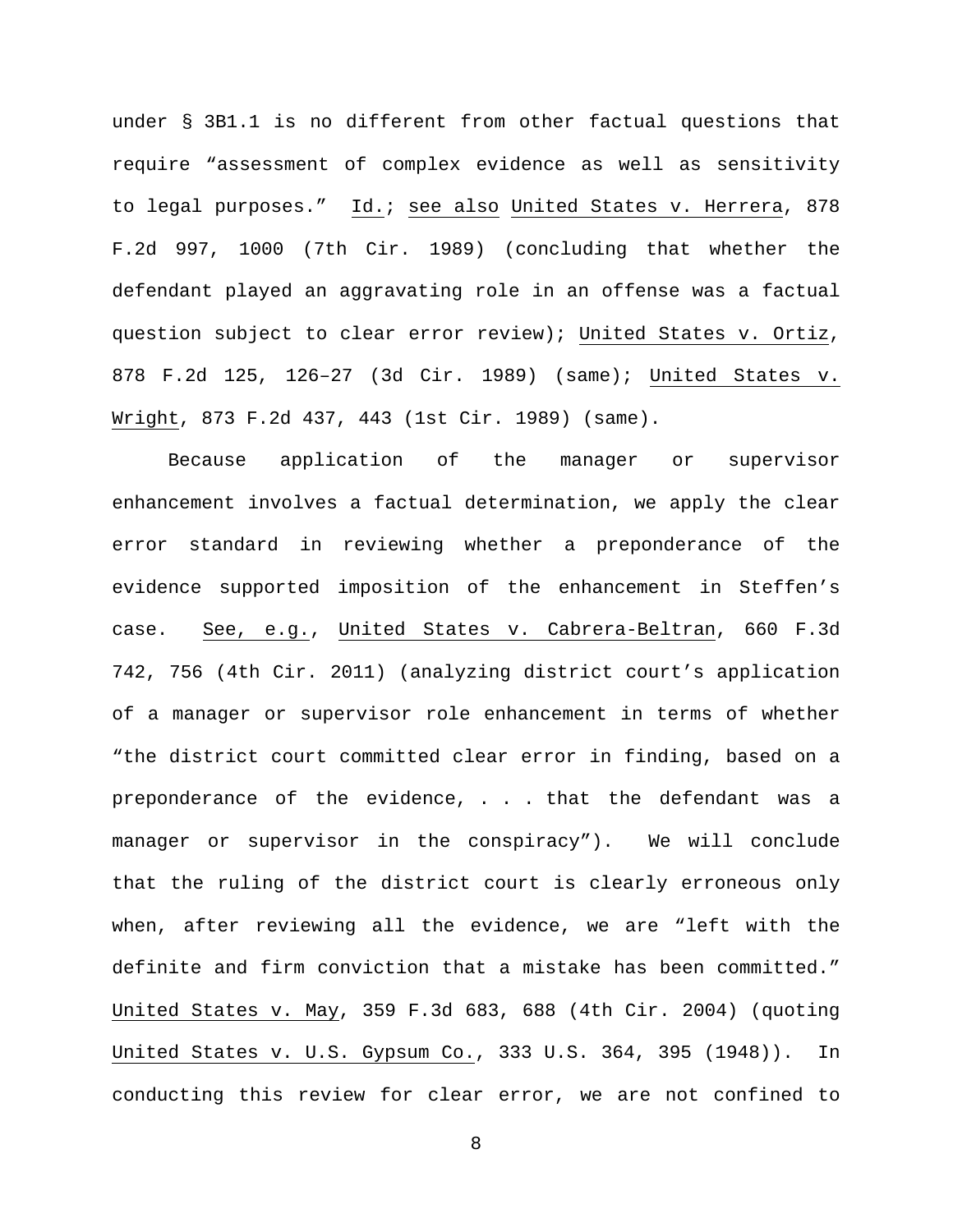under § 3B1.1 is no different from other factual questions that require "assessment of complex evidence as well as sensitivity to legal purposes." Id.; see also United States v. Herrera, 878 F.2d 997, 1000 (7th Cir. 1989) (concluding that whether the defendant played an aggravating role in an offense was a factual question subject to clear error review); United States v. Ortiz, 878 F.2d 125, 126–27 (3d Cir. 1989) (same); United States v. Wright, 873 F.2d 437, 443 (1st Cir. 1989) (same).

Because application of the manager or supervisor enhancement involves a factual determination, we apply the clear error standard in reviewing whether a preponderance of the evidence supported imposition of the enhancement in Steffen's case. See, e.g., United States v. Cabrera-Beltran, 660 F.3d 742, 756 (4th Cir. 2011) (analyzing district court's application of a manager or supervisor role enhancement in terms of whether "the district court committed clear error in finding, based on a preponderance of the evidence, . . . that the defendant was a manager or supervisor in the conspiracy"). We will conclude that the ruling of the district court is clearly erroneous only when, after reviewing all the evidence, we are "left with the definite and firm conviction that a mistake has been committed." United States v. May, 359 F.3d 683, 688 (4th Cir. 2004) (quoting United States v. U.S. Gypsum Co., 333 U.S. 364, 395 (1948)). In conducting this review for clear error, we are not confined to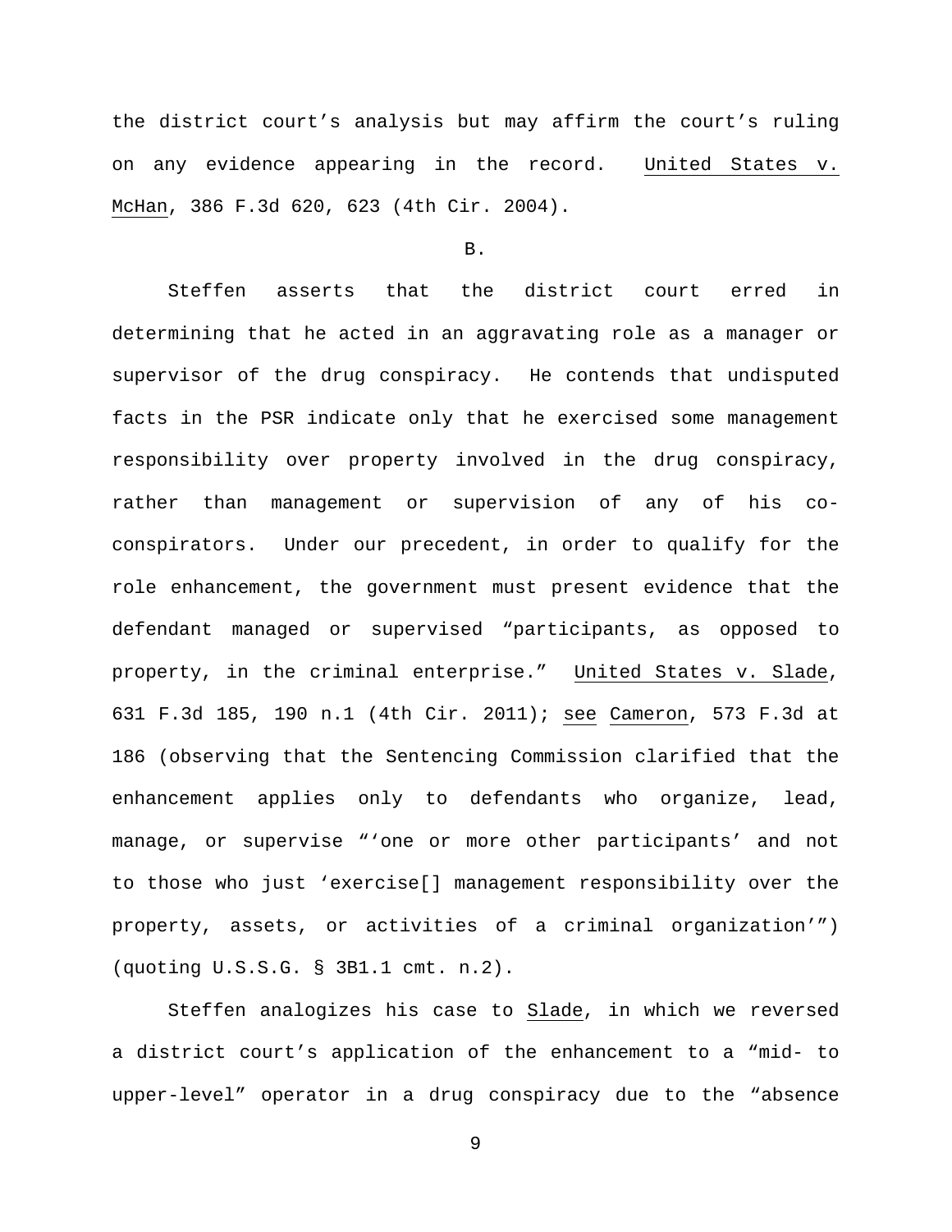the district court's analysis but may affirm the court's ruling on any evidence appearing in the record. United States v. McHan, 386 F.3d 620, 623 (4th Cir. 2004).

B.

Steffen asserts that the district court erred in determining that he acted in an aggravating role as a manager or supervisor of the drug conspiracy. He contends that undisputed facts in the PSR indicate only that he exercised some management responsibility over property involved in the drug conspiracy, rather than management or supervision of any of his co-conspirators. Under our precedent, in order to qualify for the role enhancement, the government must present evidence that the defendant managed or supervised "participants, as opposed to property, in the criminal enterprise." United States v. Slade, 631 F.3d 185, 190 n.1 (4th Cir. 2011); see Cameron, 573 F.3d at 186 (observing that the Sentencing Commission clarified that the enhancement applies only to defendants who organize, lead, manage, or supervise "'one or more other participants' and not to those who just 'exercise[] management responsibility over the property, assets, or activities of a criminal organization'") (quoting U.S.S.G. § 3B1.1 cmt. n.2).

Steffen analogizes his case to Slade, in which we reversed a district court's application of the enhancement to a "mid- to upper-level" operator in a drug conspiracy due to the "absence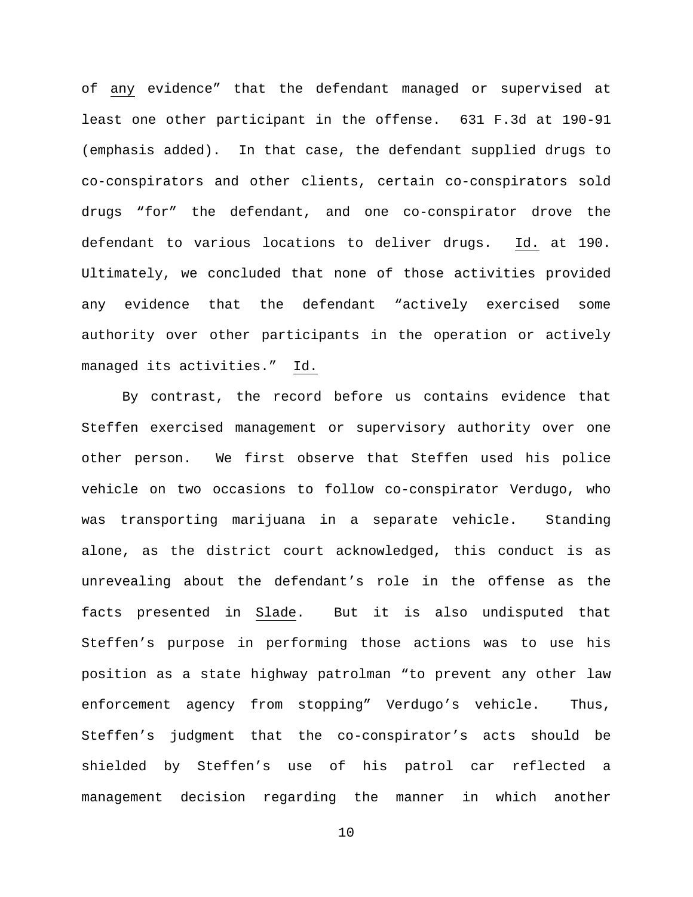of _any_ evidence" that the defendant managed or supervised at least one other participant in the offense. 631 F.3d at 190-91 (emphasis added). In that case, the defendant supplied drugs to co-conspirators and other clients, certain co-conspirators sold drugs "for" the defendant, and one co-conspirator drove the defendant to various locations to deliver drugs. _Id._ at 190. Ultimately, we concluded that none of those activities provided any evidence that the defendant "actively exercised some authority over other participants in the operation or actively managed its activities." _Id._

By contrast, the record before us contains evidence that Steffen exercised management or supervisory authority over one other person. We first observe that Steffen used his police vehicle on two occasions to follow co-conspirator Verdugo, who was transporting marijuana in a separate vehicle. Standing alone, as the district court acknowledged, this conduct is as unrevealing about the defendant's role in the offense as the facts presented in _Slade_. But it is also undisputed that Steffen's purpose in performing those actions was to use his position as a state highway patrolman "to prevent any other law enforcement agency from stopping" Verdugo's vehicle. Thus, Steffen's judgment that the co-conspirator's acts should be shielded by Steffen's use of his patrol car reflected a management decision regarding the manner in which another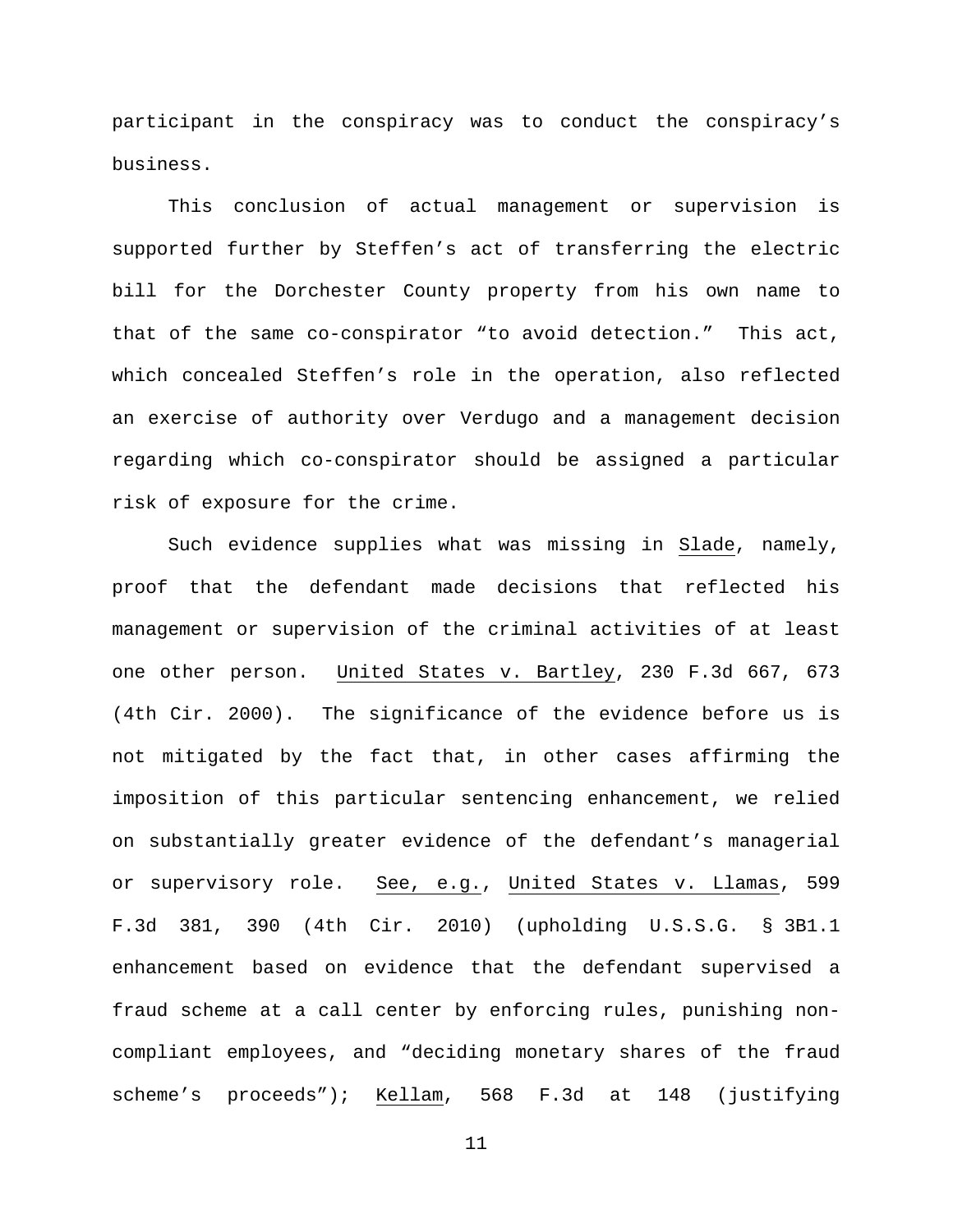participant in the conspiracy was to conduct the conspiracy's business.

This conclusion of actual management or supervision is supported further by Steffen's act of transferring the electric bill for the Dorchester County property from his own name to that of the same co-conspirator "to avoid detection." This act, which concealed Steffen's role in the operation, also reflected an exercise of authority over Verdugo and a management decision regarding which co-conspirator should be assigned a particular risk of exposure for the crime.

Such evidence supplies what was missing in Slade, namely, proof that the defendant made decisions that reflected his management or supervision of the criminal activities of at least one other person. United States v. Bartley, 230 F.3d 667, 673 (4th Cir. 2000). The significance of the evidence before us is not mitigated by the fact that, in other cases affirming the imposition of this particular sentencing enhancement, we relied on substantially greater evidence of the defendant's managerial or supervisory role. See, e.g., United States v. Llamas, 599 F.3d 381, 390 (4th Cir. 2010) (upholding U.S.S.G. § 3B1.1 enhancement based on evidence that the defendant supervised a fraud scheme at a call center by enforcing rules, punishing non-compliant employees, and "deciding monetary shares of the fraud scheme's proceeds"); Kellam, 568 F.3d at 148 (justifying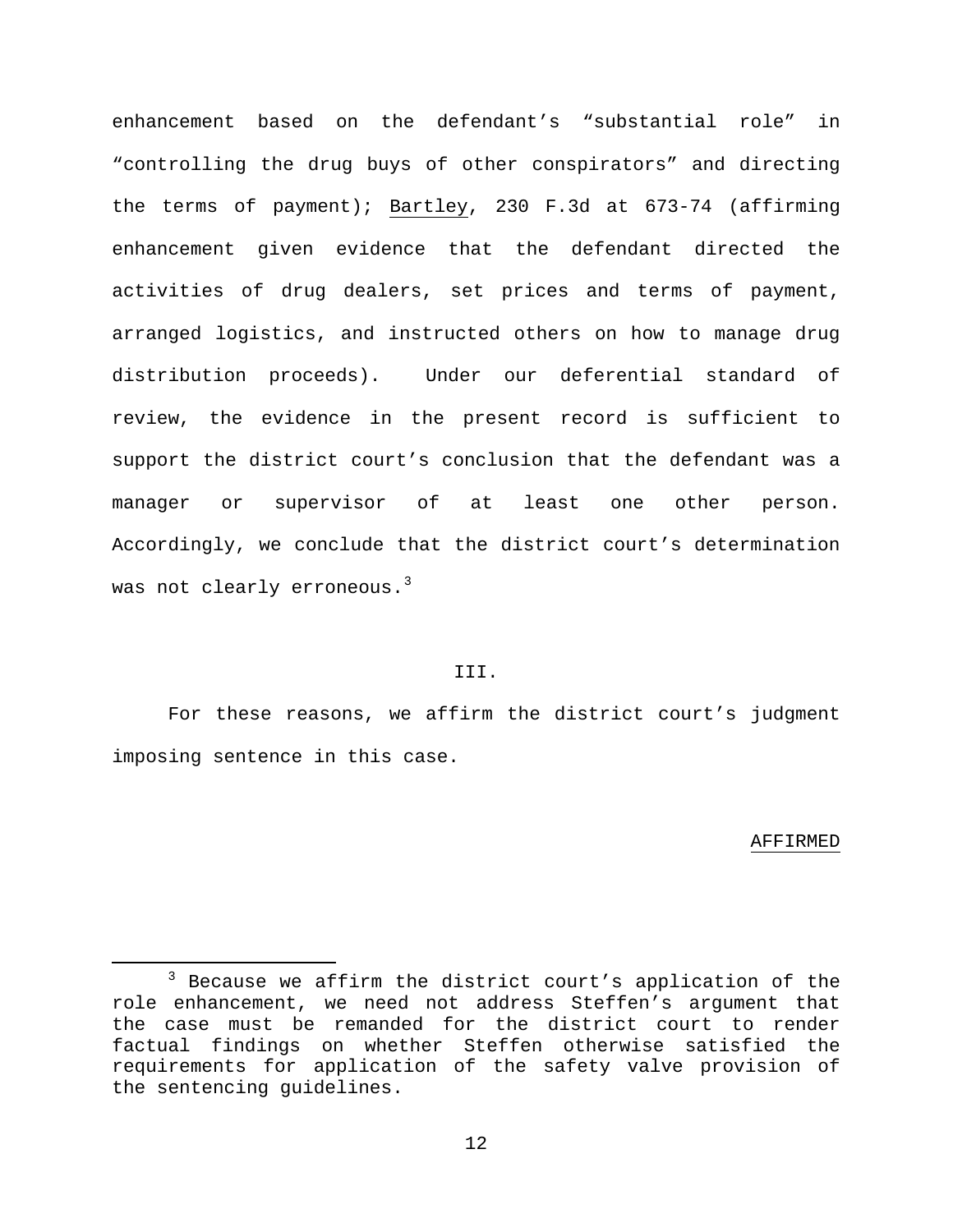enhancement based on the defendant's "substantial role" in "controlling the drug buys of other conspirators" and directing the terms of payment); Bartley, 230 F.3d at 673-74 (affirming enhancement given evidence that the defendant directed the activities of drug dealers, set prices and terms of payment, arranged logistics, and instructed others on how to manage drug distribution proceeds). Under our deferential standard of review, the evidence in the present record is sufficient to support the district court's conclusion that the defendant was a manager or supervisor of at least one other person. Accordingly, we conclude that the district court's determination was not clearly erroneous.[3]

III.

For these reasons, we affirm the district court's judgment imposing sentence in this case.

AFFIRMED

[3] Because we affirm the district court's application of the role enhancement, we need not address Steffen's argument that the case must be remanded for the district court to render factual findings on whether Steffen otherwise satisfied the requirements for application of the safety valve provision of the sentencing guidelines.